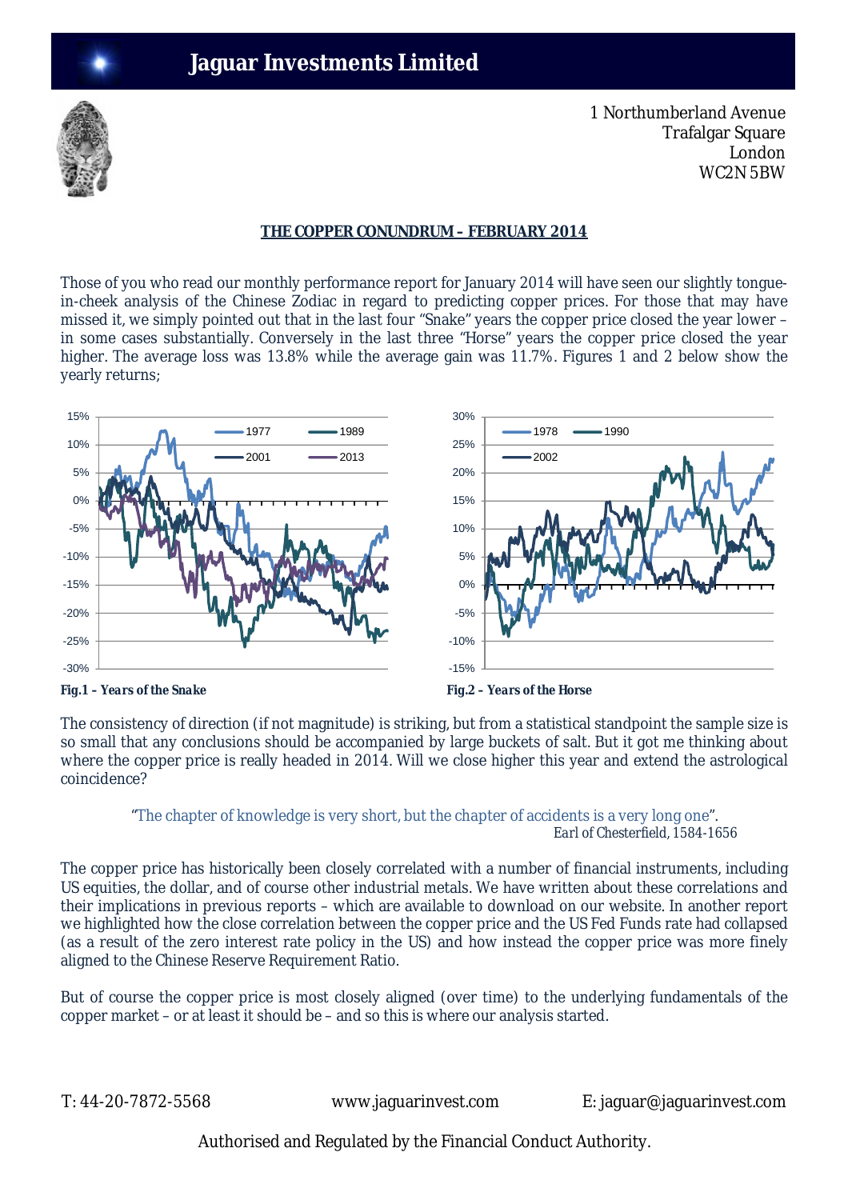# Jaguar Investments Limited

1 Northumberland Avenue
Trafalgar Square
London
WC2N 5BW

## THE COPPER CONUNDRUM – FEBRUARY 2014

Those of you who read our monthly performance report for January 2014 will have seen our slightly tongue-in-cheek analysis of the Chinese Zodiac in regard to predicting copper prices. For those that may have missed it, we simply pointed out that in the last four "Snake" years the copper price closed the year lower – in some cases substantially. Conversely in the last three "Horse" years the copper price closed the year higher. The average loss was 13.8% while the average gain was 11.7%. Figures 1 and 2 below show the yearly returns;

***Fig.1 – Years of the Snake***

***Fig.2 – Years of the Horse***

The consistency of direction (if not magnitude) is striking, but from a statistical standpoint the sample size is so small that any conclusions should be accompanied by large buckets of salt. But it got me thinking about where the copper price is really headed in 2014. Will we close higher this year and extend the astrological coincidence?

> "The chapter of knowledge is very short, but the chapter of accidents is a very long one".
> Earl of Chesterfield, 1584-1656

The copper price has historically been closely correlated with a number of financial instruments, including US equities, the dollar, and of course other industrial metals. We have written about these correlations and their implications in previous reports – which are available to download on our website. In another report we highlighted how the close correlation between the copper price and the US Fed Funds rate had collapsed (as a result of the zero interest rate policy in the US) and how instead the copper price was more finely aligned to the Chinese Reserve Requirement Ratio.

But of course the copper price is most closely aligned (over time) to the underlying fundamentals of the copper market – or at least it should be – and so this is where our analysis started.

T: 44-20-7872-5568 | www.jaguarinvest.com | E: jaguar@jaguarinvest.com

Authorised and Regulated by the Financial Conduct Authority.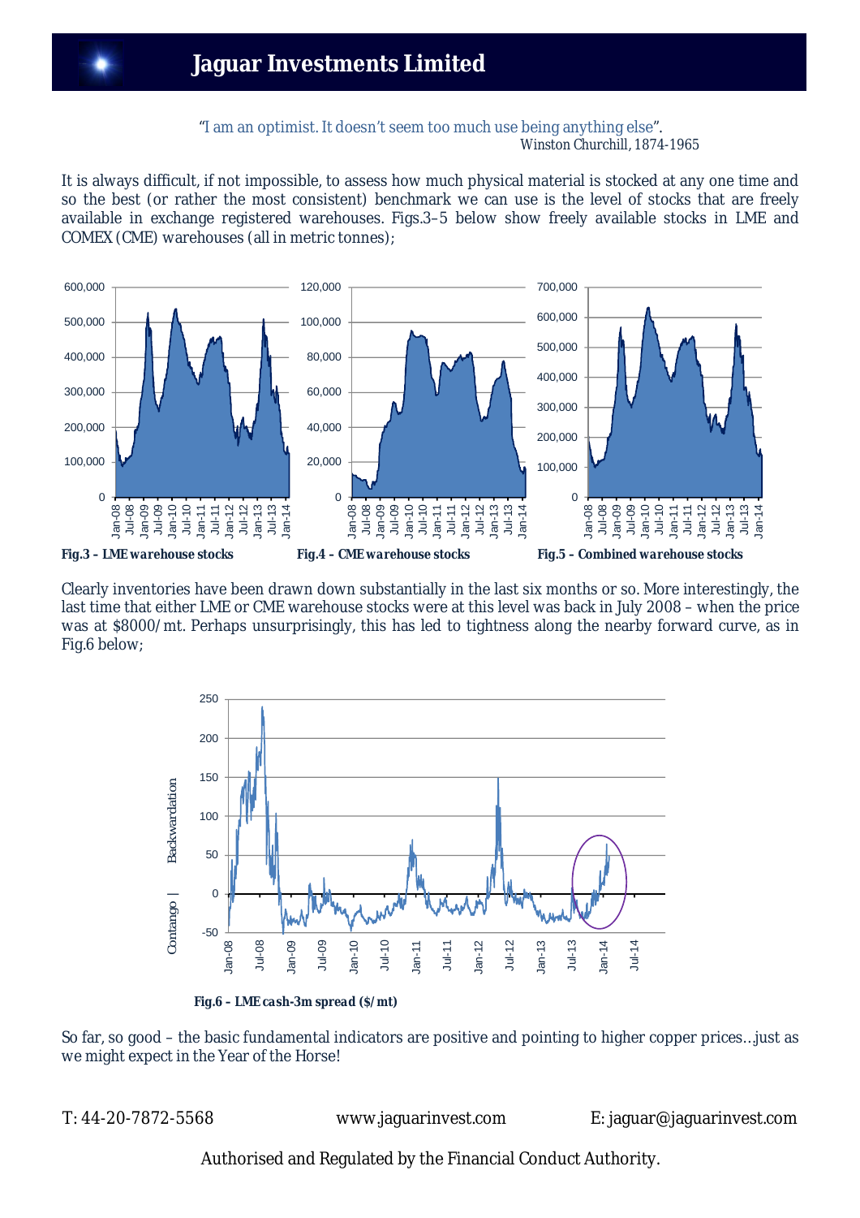"I am an optimist. It doesn't seem too much use being anything else".
Winston Churchill, 1874-1965

It is always difficult, if not impossible, to assess how much physical material is stocked at any one time and so the best (or rather the most consistent) benchmark we can use is the level of stocks that are freely available in exchange registered warehouses. Figs.3–5 below show freely available stocks in LME and COMEX (CME) warehouses (all in metric tonnes);

**Fig.3 – LME warehouse stocks**

**Fig.4 – CME warehouse stocks**

**Fig.5 – Combined warehouse stocks**

Clearly inventories have been drawn down substantially in the last six months or so. More interestingly, the last time that either LME or CME warehouse stocks were at this level was back in July 2008 – when the price was at \$8000/mt. Perhaps unsurprisingly, this has led to tightness along the nearby forward curve, as in Fig.6 below;

**Fig.6 – LME cash-3m spread (\$/mt)**

So far, so good – the basic fundamental indicators are positive and pointing to higher copper prices…just as we might expect in the Year of the Horse!

T: 44-20-7872-5568 www.jaguarinvest.com E: jaguar@jaguarinvest.com

Authorised and Regulated by the Financial Conduct Authority.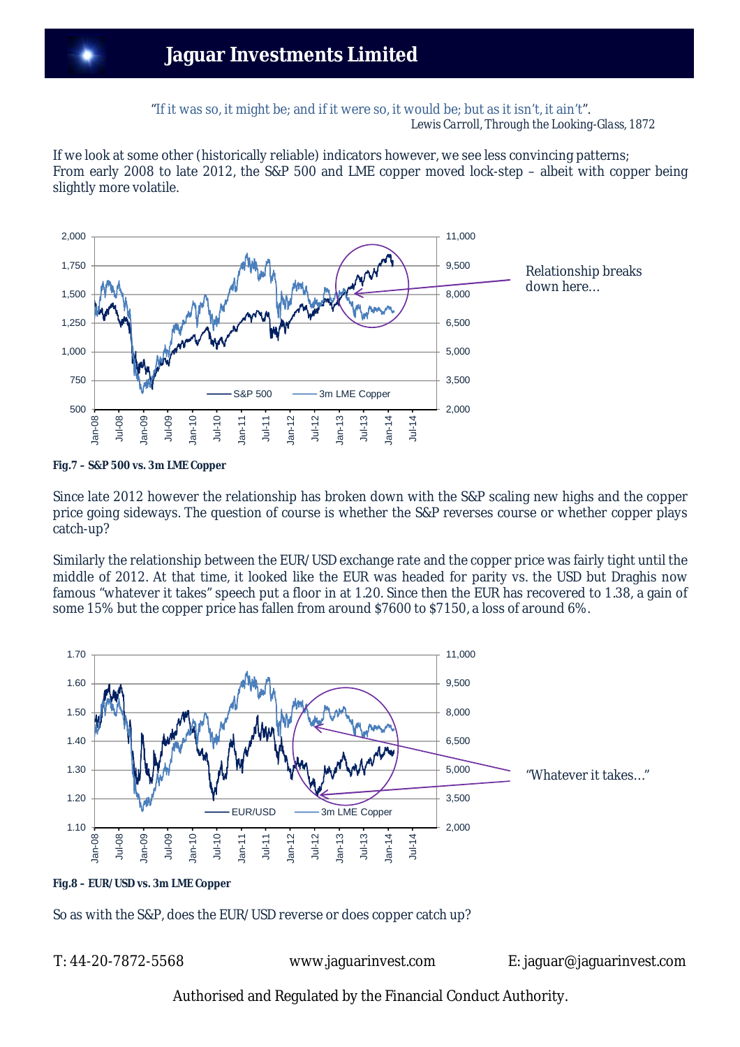"If it was so, it might be; and if it were so, it would be; but as it isn't, it ain't".
Lewis Carroll, Through the Looking-Glass, 1872

If we look at some other (historically reliable) indicators however, we see less convincing patterns;
From early 2008 to late 2012, the S&P 500 and LME copper moved lock-step – albeit with copper being slightly more volatile.

**Fig.7 – S&P 500 vs. 3m LME Copper**

Since late 2012 however the relationship has broken down with the S&P scaling new highs and the copper price going sideways. The question of course is whether the S&P reverses course or whether copper plays catch-up?

Similarly the relationship between the EUR/USD exchange rate and the copper price was fairly tight until the middle of 2012. At that time, it looked like the EUR was headed for parity vs. the USD but Draghis now famous "whatever it takes" speech put a floor in at 1.20. Since then the EUR has recovered to 1.38, a gain of some 15% but the copper price has fallen from around \$7600 to \$7150, a loss of around 6%.

**Fig.8 – EUR/USD vs. 3m LME Copper**

So as with the S&P, does the EUR/USD reverse or does copper catch up?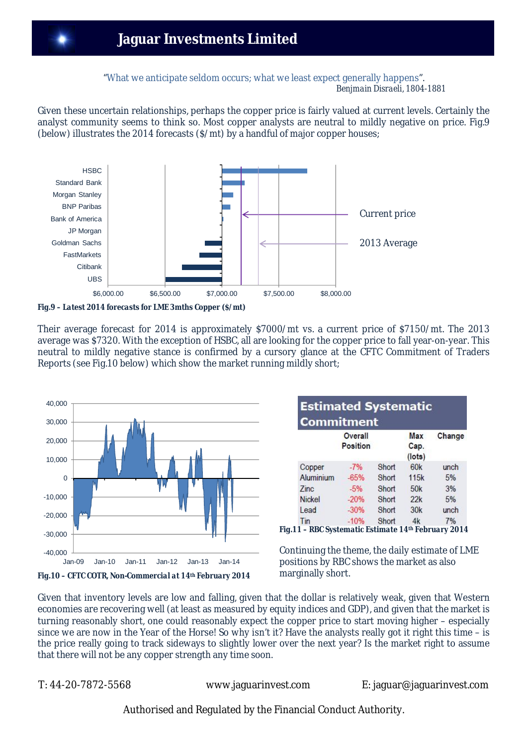"What we anticipate seldom occurs; what we least expect generally happens".
Benjmain Disraeli, 1804-1881

Given these uncertain relationships, perhaps the copper price is fairly valued at current levels. Certainly the analyst community seems to think so. Most copper analysts are neutral to mildly negative on price. Fig.9 (below) illustrates the 2014 forecasts ($/mt) by a handful of major copper houses;

**Fig.9 – Latest 2014 forecasts for LME 3mths Copper ($/mt)**

Their average forecast for 2014 is approximately $7000/mt vs. a current price of $7150/mt. The 2013 average was $7320. With the exception of HSBC, all are looking for the copper price to fall year-on-year. This neutral to mildly negative stance is confirmed by a cursory glance at the CFTC Commitment of Traders Reports (see Fig.10 below) which show the market running mildly short;

**Fig.10 – CFTC COTR, Non-Commercial at 14th February 2014**

**Estimated Systematic Commitment**

| | Overall Position | | Max Cap. (lots) | Change |
|---|---|---|---|---|
| Copper | -7% | Short | 60k | unch |
| Aluminium | -65% | Short | 115k | 5% |
| Zinc | -5% | Short | 50k | 3% |
| Nickel | -20% | Short | 22k | 5% |
| Lead | -30% | Short | 30k | unch |
| Tin | -10% | Short | 4k | 7% |

**Fig.11 – RBC Systematic Estimate 14th February 2014**

Continuing the theme, the daily estimate of LME positions by RBC shows the market as also marginally short.

Given that inventory levels are low and falling, given that the dollar is relatively weak, given that Western economies are recovering well (at least as measured by equity indices and GDP), and given that the market is turning reasonably short, one could reasonably expect the copper price to start moving higher – especially since we are now in the Year of the Horse! So why isn't it? Have the analysts really got it right this time – is the price really going to track sideways to slightly lower over the next year? Is the market right to assume that there will not be any copper strength any time soon.

T: 44-20-7872-5568 www.jaguarinvest.com E: jaguar@jaguarinvest.com

Authorised and Regulated by the Financial Conduct Authority.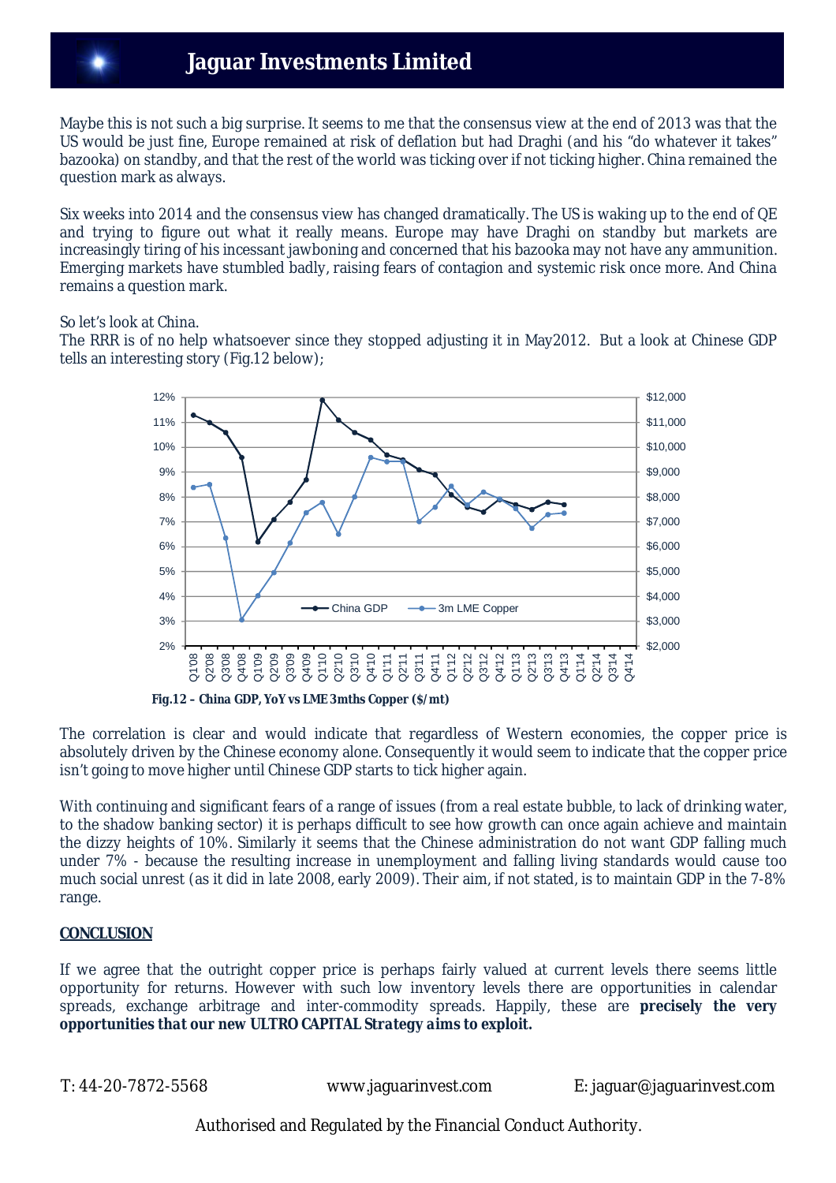Maybe this is not such a big surprise. It seems to me that the consensus view at the end of 2013 was that the US would be just fine, Europe remained at risk of deflation but had Draghi (and his "do whatever it takes" bazooka) on standby, and that the rest of the world was ticking over if not ticking higher. China remained the question mark as always.

Six weeks into 2014 and the consensus view has changed dramatically. The US is waking up to the end of QE and trying to figure out what it really means. Europe may have Draghi on standby but markets are increasingly tiring of his incessant jawboning and concerned that his bazooka may not have any ammunition. Emerging markets have stumbled badly, raising fears of contagion and systemic risk once more. And China remains a question mark.

So let's look at China.
The RRR is of no help whatsoever since they stopped adjusting it in May2012. But a look at Chinese GDP tells an interesting story (Fig.12 below);

12%
11%
10%
9%
8%
7%
6%
5%
4%
3%
2%

$12,000
$11,000
$10,000
$9,000
$8,000
$7,000
$6,000
$5,000
$4,000
$3,000
$2,000

China GDP
3m LME Copper

Q1'08 Q2'08 Q3'08 Q4'08 Q1'09 Q2'09 Q3'09 Q4'09 Q1'10 Q2'10 Q3'10 Q4'10 Q1'11 Q2'11 Q3'11 Q4'11 Q1'12 Q2'12 Q3'12 Q4'12 Q1'13 Q2'13 Q3'13 Q4'13 Q1'14 Q2'14 Q3'14 Q4'14

**Fig.12 – China GDP, YoY vs LME 3mths Copper ($/mt)**

The correlation is clear and would indicate that regardless of Western economies, the copper price is absolutely driven by the Chinese economy alone. Consequently it would seem to indicate that the copper price isn't going to move higher until Chinese GDP starts to tick higher again.

With continuing and significant fears of a range of issues (from a real estate bubble, to lack of drinking water, to the shadow banking sector) it is perhaps difficult to see how growth can once again achieve and maintain the dizzy heights of 10%. Similarly it seems that the Chinese administration do not want GDP falling much under 7% - because the resulting increase in unemployment and falling living standards would cause too much social unrest (as it did in late 2008, early 2009). Their aim, if not stated, is to maintain GDP in the 7-8% range.

**CONCLUSION**

If we agree that the outright copper price is perhaps fairly valued at current levels there seems little opportunity for returns. However with such low inventory levels there are opportunities in calendar spreads, exchange arbitrage and inter-commodity spreads. Happily, these are **precisely the very *opportunities that our new ULTRO CAPITAL Strategy aims to exploit.***